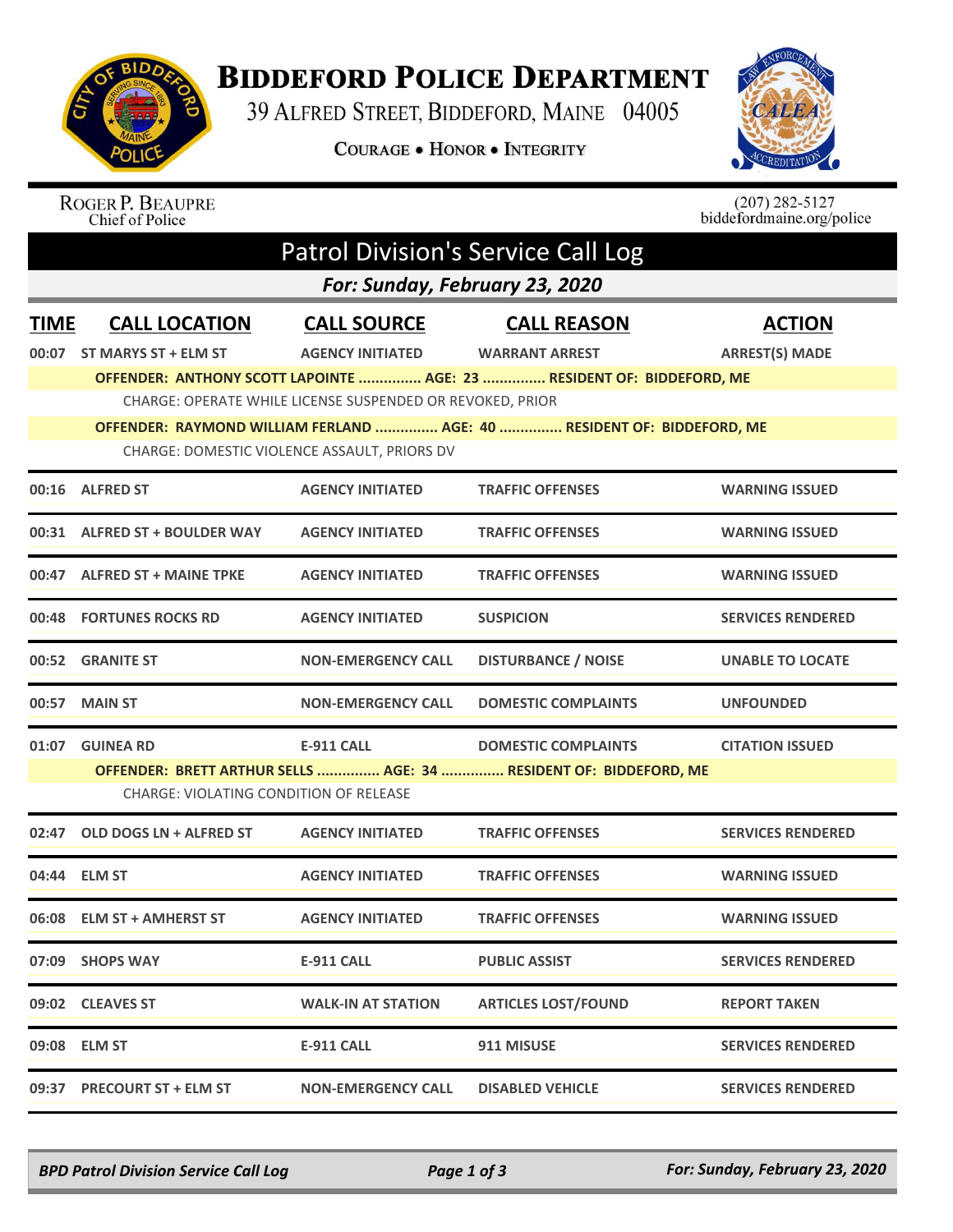# Biddeford Police Department

39 Alfred Street, Biddeford, Maine 04005

Courage • Honor • Integrity

Roger P. Beaupre
Chief of Police

(207) 282-5127
biddefordmaine.org/police

## Patrol Division's Service Call Log

**For: Sunday, February 23, 2020**

| TIME | CALL LOCATION | CALL SOURCE | CALL REASON | ACTION |
|---|---|---|---|---|
| 00:07 | ST MARYS ST + ELM ST | AGENCY INITIATED | WARRANT ARREST | ARREST(S) MADE |
| | OFFENDER: ANTHONY SCOTT LAPOINTE ............... AGE: 23 ............... RESIDENT OF: BIDDEFORD, ME | | | |
| | CHARGE: OPERATE WHILE LICENSE SUSPENDED OR REVOKED, PRIOR | | | |
| | OFFENDER: RAYMOND WILLIAM FERLAND ............... AGE: 40 ............... RESIDENT OF: BIDDEFORD, ME | | | |
| | CHARGE: DOMESTIC VIOLENCE ASSAULT, PRIORS DV | | | |
| 00:16 | ALFRED ST | AGENCY INITIATED | TRAFFIC OFFENSES | WARNING ISSUED |
| 00:31 | ALFRED ST + BOULDER WAY | AGENCY INITIATED | TRAFFIC OFFENSES | WARNING ISSUED |
| 00:47 | ALFRED ST + MAINE TPKE | AGENCY INITIATED | TRAFFIC OFFENSES | WARNING ISSUED |
| 00:48 | FORTUNES ROCKS RD | AGENCY INITIATED | SUSPICION | SERVICES RENDERED |
| 00:52 | GRANITE ST | NON-EMERGENCY CALL | DISTURBANCE / NOISE | UNABLE TO LOCATE |
| 00:57 | MAIN ST | NON-EMERGENCY CALL | DOMESTIC COMPLAINTS | UNFOUNDED |
| 01:07 | GUINEA RD | E-911 CALL | DOMESTIC COMPLAINTS | CITATION ISSUED |
| | OFFENDER: BRETT ARTHUR SELLS ............... AGE: 34 ............... RESIDENT OF: BIDDEFORD, ME | | | |
| | CHARGE: VIOLATING CONDITION OF RELEASE | | | |
| 02:47 | OLD DOGS LN + ALFRED ST | AGENCY INITIATED | TRAFFIC OFFENSES | SERVICES RENDERED |
| 04:44 | ELM ST | AGENCY INITIATED | TRAFFIC OFFENSES | WARNING ISSUED |
| 06:08 | ELM ST + AMHERST ST | AGENCY INITIATED | TRAFFIC OFFENSES | WARNING ISSUED |
| 07:09 | SHOPS WAY | E-911 CALL | PUBLIC ASSIST | SERVICES RENDERED |
| 09:02 | CLEAVES ST | WALK-IN AT STATION | ARTICLES LOST/FOUND | REPORT TAKEN |
| 09:08 | ELM ST | E-911 CALL | 911 MISUSE | SERVICES RENDERED |
| 09:37 | PRECOURT ST + ELM ST | NON-EMERGENCY CALL | DISABLED VEHICLE | SERVICES RENDERED |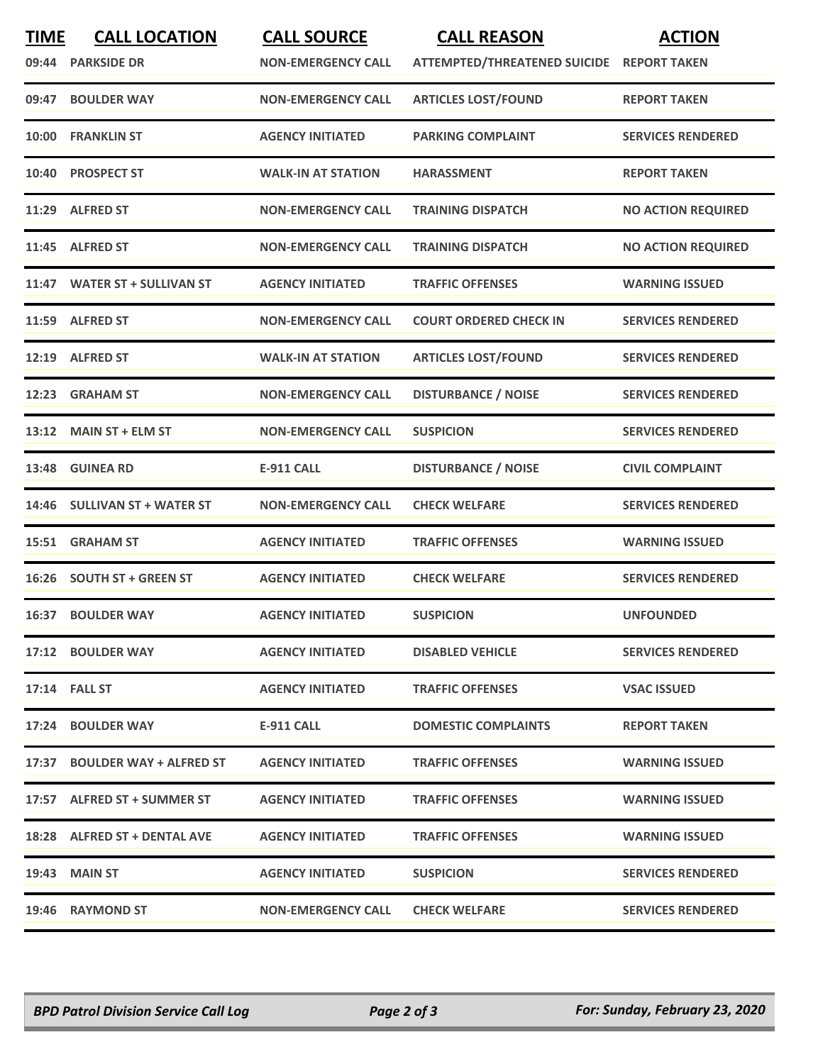| TIME | CALL LOCATION | CALL SOURCE | CALL REASON | ACTION |
| --- | --- | --- | --- | --- |
| 09:44 | PARKSIDE DR | NON-EMERGENCY CALL | ATTEMPTED/THREATENED SUICIDE | REPORT TAKEN |
| 09:47 | BOULDER WAY | NON-EMERGENCY CALL | ARTICLES LOST/FOUND | REPORT TAKEN |
| 10:00 | FRANKLIN ST | AGENCY INITIATED | PARKING COMPLAINT | SERVICES RENDERED |
| 10:40 | PROSPECT ST | WALK-IN AT STATION | HARASSMENT | REPORT TAKEN |
| 11:29 | ALFRED ST | NON-EMERGENCY CALL | TRAINING DISPATCH | NO ACTION REQUIRED |
| 11:45 | ALFRED ST | NON-EMERGENCY CALL | TRAINING DISPATCH | NO ACTION REQUIRED |
| 11:47 | WATER ST + SULLIVAN ST | AGENCY INITIATED | TRAFFIC OFFENSES | WARNING ISSUED |
| 11:59 | ALFRED ST | NON-EMERGENCY CALL | COURT ORDERED CHECK IN | SERVICES RENDERED |
| 12:19 | ALFRED ST | WALK-IN AT STATION | ARTICLES LOST/FOUND | SERVICES RENDERED |
| 12:23 | GRAHAM ST | NON-EMERGENCY CALL | DISTURBANCE / NOISE | SERVICES RENDERED |
| 13:12 | MAIN ST + ELM ST | NON-EMERGENCY CALL | SUSPICION | SERVICES RENDERED |
| 13:48 | GUINEA RD | E-911 CALL | DISTURBANCE / NOISE | CIVIL COMPLAINT |
| 14:46 | SULLIVAN ST + WATER ST | NON-EMERGENCY CALL | CHECK WELFARE | SERVICES RENDERED |
| 15:51 | GRAHAM ST | AGENCY INITIATED | TRAFFIC OFFENSES | WARNING ISSUED |
| 16:26 | SOUTH ST + GREEN ST | AGENCY INITIATED | CHECK WELFARE | SERVICES RENDERED |
| 16:37 | BOULDER WAY | AGENCY INITIATED | SUSPICION | UNFOUNDED |
| 17:12 | BOULDER WAY | AGENCY INITIATED | DISABLED VEHICLE | SERVICES RENDERED |
| 17:14 | FALL ST | AGENCY INITIATED | TRAFFIC OFFENSES | VSAC ISSUED |
| 17:24 | BOULDER WAY | E-911 CALL | DOMESTIC COMPLAINTS | REPORT TAKEN |
| 17:37 | BOULDER WAY + ALFRED ST | AGENCY INITIATED | TRAFFIC OFFENSES | WARNING ISSUED |
| 17:57 | ALFRED ST + SUMMER ST | AGENCY INITIATED | TRAFFIC OFFENSES | WARNING ISSUED |
| 18:28 | ALFRED ST + DENTAL AVE | AGENCY INITIATED | TRAFFIC OFFENSES | WARNING ISSUED |
| 19:43 | MAIN ST | AGENCY INITIATED | SUSPICION | SERVICES RENDERED |
| 19:46 | RAYMOND ST | NON-EMERGENCY CALL | CHECK WELFARE | SERVICES RENDERED |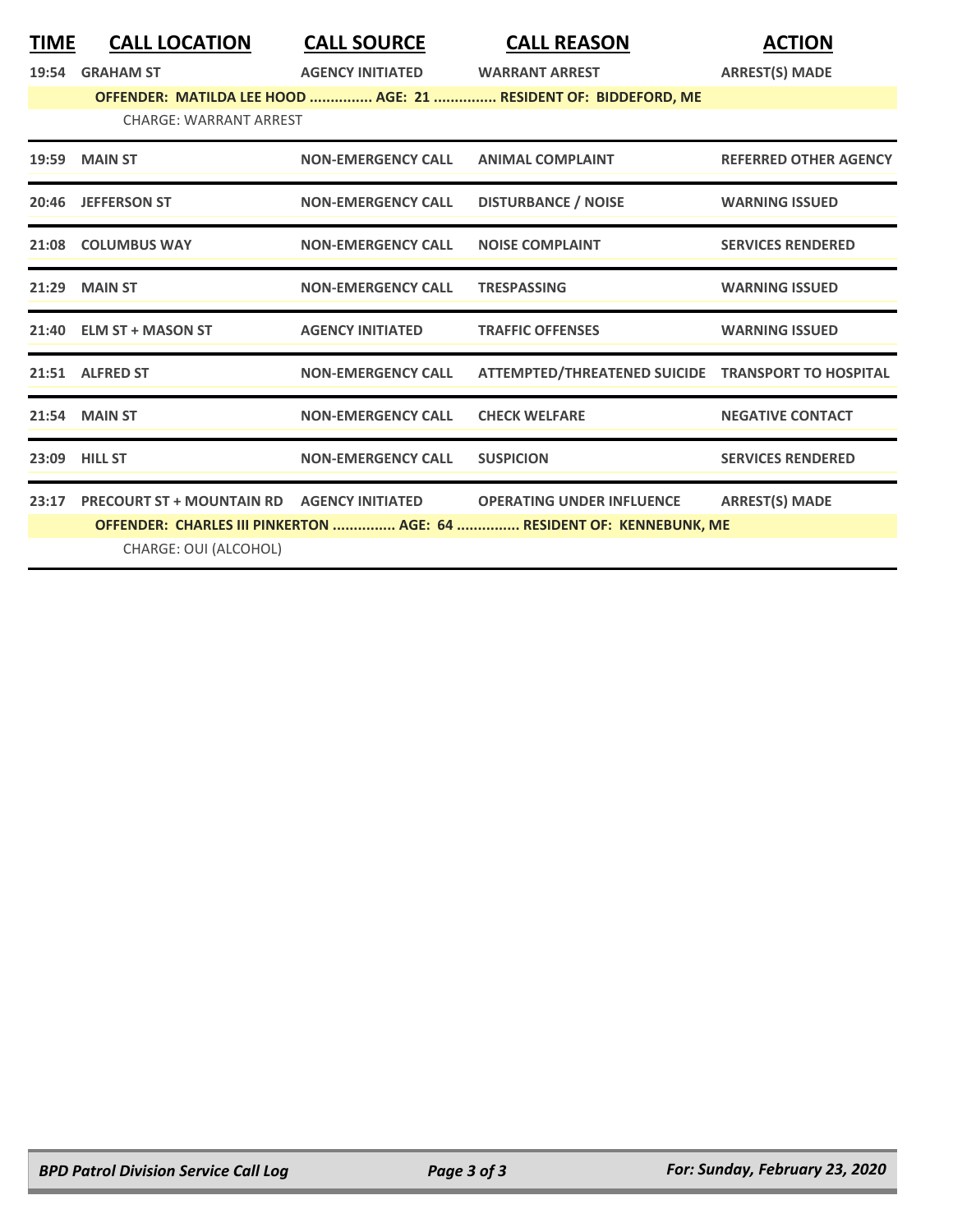| TIME | CALL LOCATION | CALL SOURCE | CALL REASON | ACTION |
|---|---|---|---|---|
| 19:54 | GRAHAM ST | AGENCY INITIATED | WARRANT ARREST | ARREST(S) MADE |
| | **OFFENDER: MATILDA LEE HOOD ............... AGE: 21 ............... RESIDENT OF: BIDDEFORD, ME** | | | |
| | CHARGE: WARRANT ARREST | | | |
| 19:59 | MAIN ST | NON-EMERGENCY CALL | ANIMAL COMPLAINT | REFERRED OTHER AGENCY |
| 20:46 | JEFFERSON ST | NON-EMERGENCY CALL | DISTURBANCE / NOISE | WARNING ISSUED |
| 21:08 | COLUMBUS WAY | NON-EMERGENCY CALL | NOISE COMPLAINT | SERVICES RENDERED |
| 21:29 | MAIN ST | NON-EMERGENCY CALL | TRESPASSING | WARNING ISSUED |
| 21:40 | ELM ST + MASON ST | AGENCY INITIATED | TRAFFIC OFFENSES | WARNING ISSUED |
| 21:51 | ALFRED ST | NON-EMERGENCY CALL | ATTEMPTED/THREATENED SUICIDE | TRANSPORT TO HOSPITAL |
| 21:54 | MAIN ST | NON-EMERGENCY CALL | CHECK WELFARE | NEGATIVE CONTACT |
| 23:09 | HILL ST | NON-EMERGENCY CALL | SUSPICION | SERVICES RENDERED |
| 23:17 | PRECOURT ST + MOUNTAIN RD | AGENCY INITIATED | OPERATING UNDER INFLUENCE | ARREST(S) MADE |
| | **OFFENDER: CHARLES III PINKERTON ............... AGE: 64 ............... RESIDENT OF: KENNEBUNK, ME** | | | |
| | CHARGE: OUI (ALCOHOL) | | | |